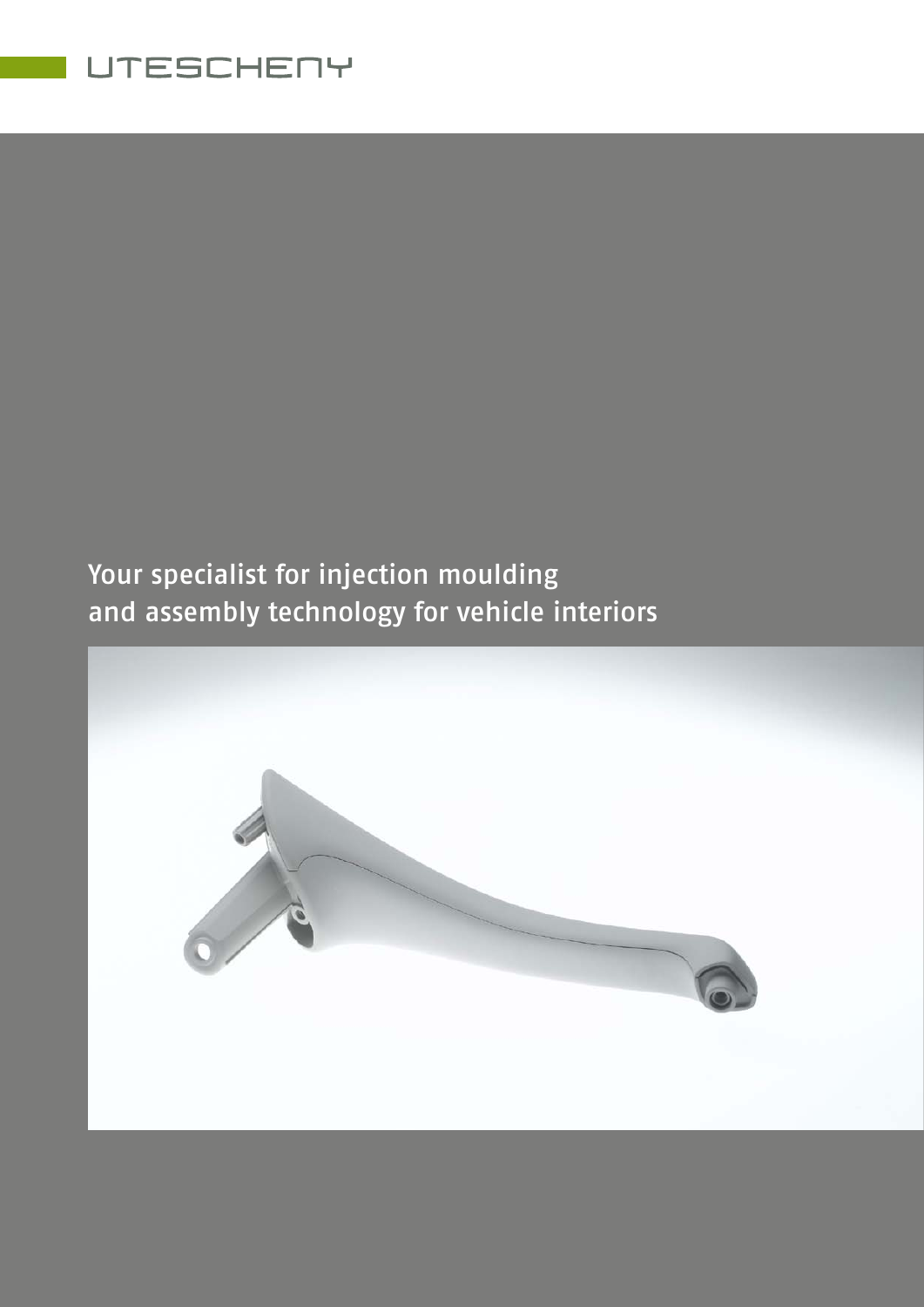UTESCHENY

# Your specialist for injection moulding and assembly technology for vehicle interiors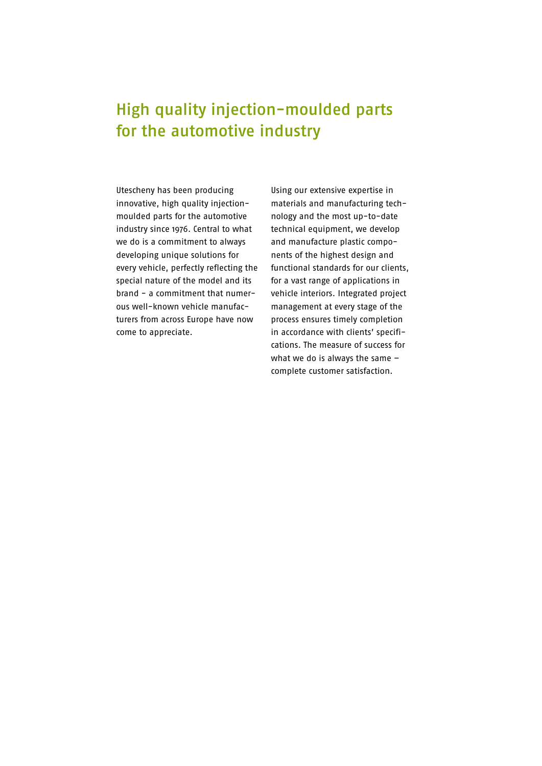# High quality injection-moulded parts for the automotive industry

Utescheny has been producing innovative, high quality injection-moulded parts for the automotive industry since 1976. Central to what we do is a commitment to always developing unique solutions for every vehicle, perfectly reflecting the special nature of the model and its brand – a commitment that numerous well-known vehicle manufacturers from across Europe have now come to appreciate.

Using our extensive expertise in materials and manufacturing technology and the most up-to-date technical equipment, we develop and manufacture plastic components of the highest design and functional standards for our clients, for a vast range of applications in vehicle interiors. Integrated project management at every stage of the process ensures timely completion in accordance with clients' specifications. The measure of success for what we do is always the same – complete customer satisfaction.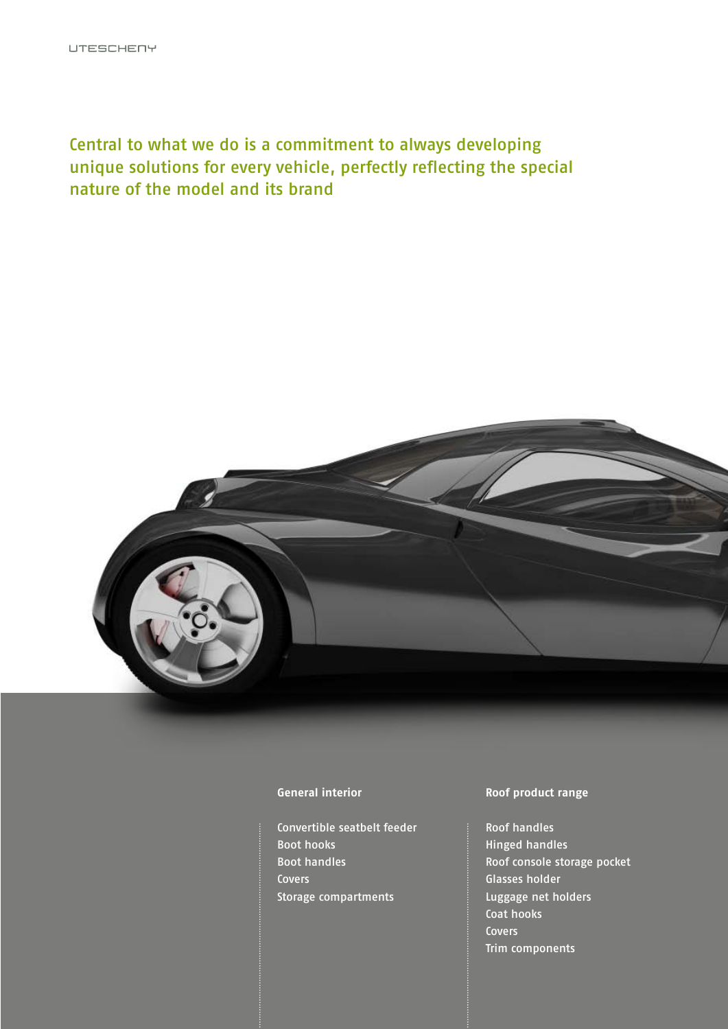Central to what we do is a commitment to always developing unique solutions for every vehicle, perfectly reflecting the special nature of the model and its brand

**General interior**

- Convertible seatbelt feeder
- Boot hooks
- Boot handles
- Covers
- Storage compartments

**Roof product range**

- Roof handles
- Hinged handles
- Roof console storage pocket
- Glasses holder
- Luggage net holders
- Coat hooks
- Covers
- Trim components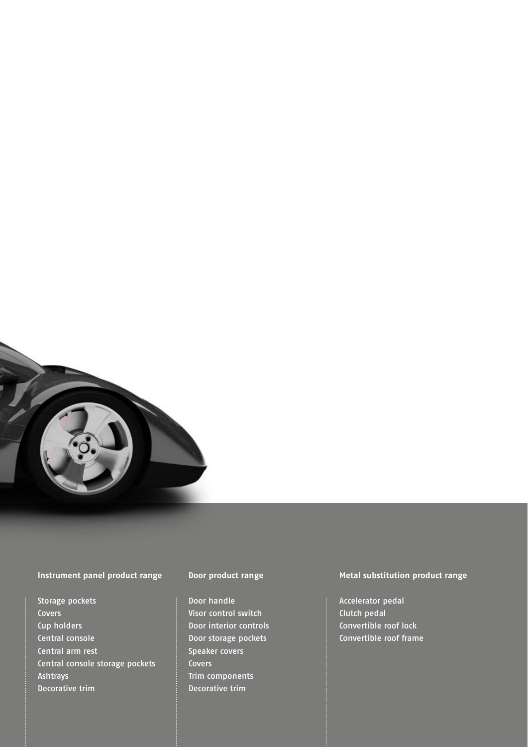### Instrument panel product range

- Storage pockets
- Covers
- Cup holders
- Central console
- Central arm rest
- Central console storage pockets
- Ashtrays
- Decorative trim

### Door product range

- Door handle
- Visor control switch
- Door interior controls
- Door storage pockets
- Speaker covers
- Covers
- Trim components
- Decorative trim

### Metal substitution product range

- Accelerator pedal
- Clutch pedal
- Convertible roof lock
- Convertible roof frame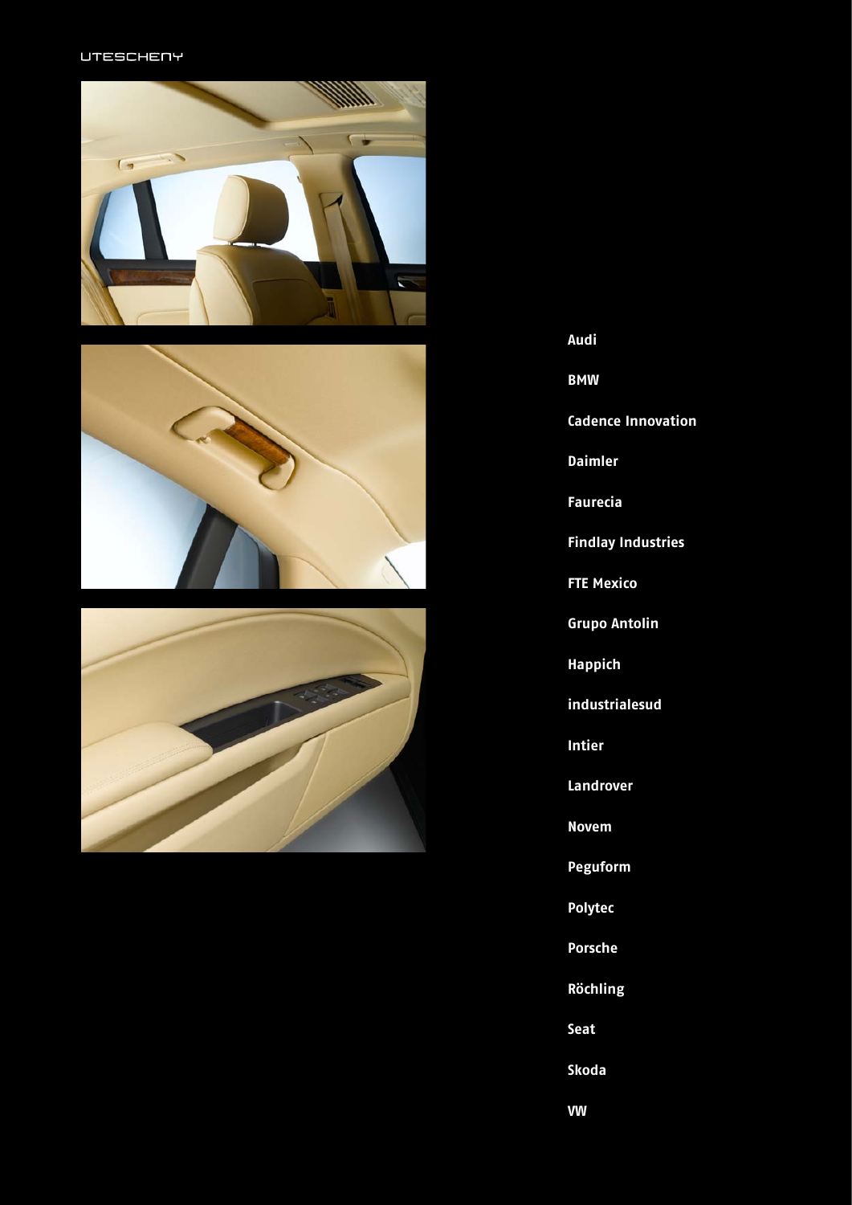Audi

BMW

Cadence Innovation

Daimler

Faurecia

Findlay Industries

FTE Mexico

Grupo Antolin

Happich

industrialesud

Intier

Landrover

Novem

Peguform

Polytec

Porsche

Röchling

Seat

Skoda

VW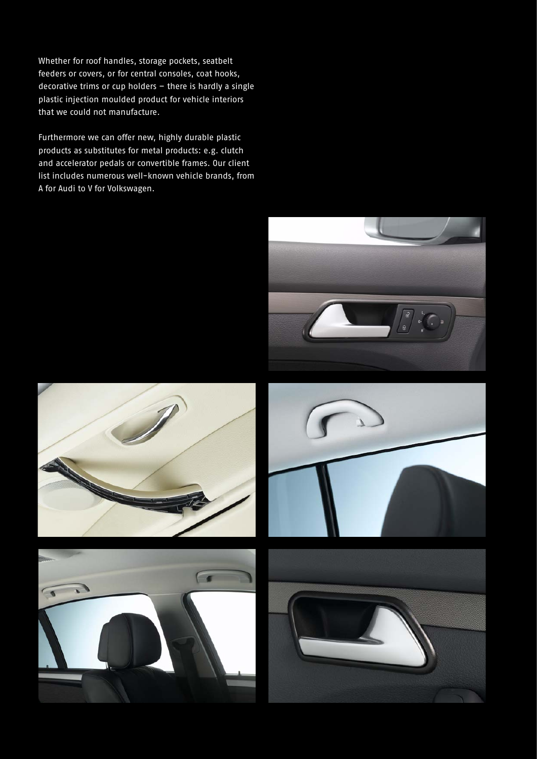Whether for roof handles, storage pockets, seatbelt feeders or covers, or for central consoles, coat hooks, decorative trims or cup holders – there is hardly a single plastic injection moulded product for vehicle interiors that we could not manufacture.

Furthermore we can offer new, highly durable plastic products as substitutes for metal products: e.g. clutch and accelerator pedals or convertible frames. Our client list includes numerous well-known vehicle brands, from A for Audi to V for Volkswagen.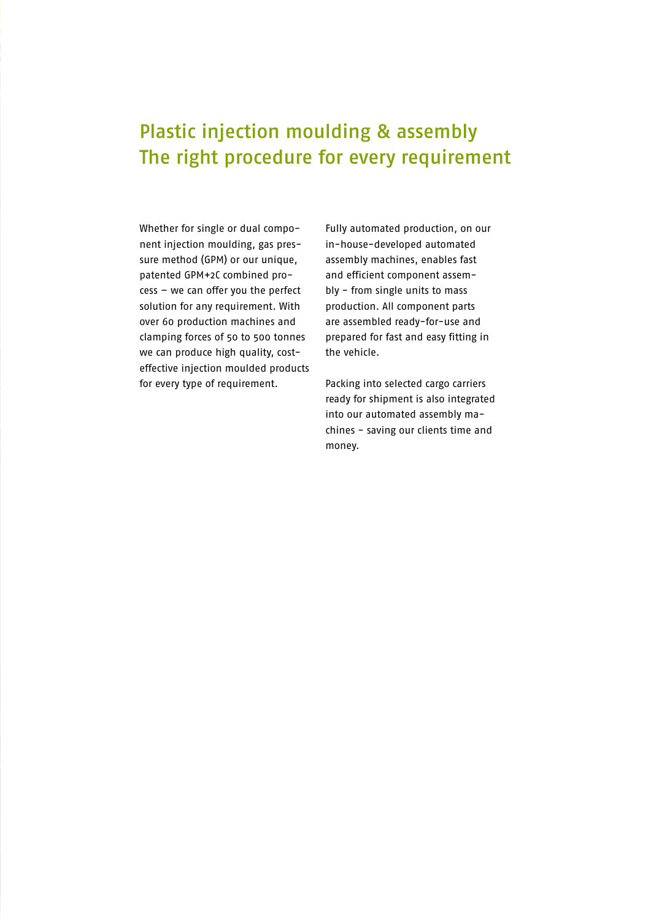# Plastic injection moulding & assembly
# The right procedure for every requirement

Whether for single or dual component injection moulding, gas pressure method (GPM) or our unique, patented GPM+2C combined process – we can offer you the perfect solution for any requirement. With over 60 production machines and clamping forces of 50 to 500 tonnes we can produce high quality, cost-effective injection moulded products for every type of requirement.

Fully automated production, on our in-house-developed automated assembly machines, enables fast and efficient component assembly - from single units to mass production. All component parts are assembled ready-for-use and prepared for fast and easy fitting in the vehicle.

Packing into selected cargo carriers ready for shipment is also integrated into our automated assembly machines - saving our clients time and money.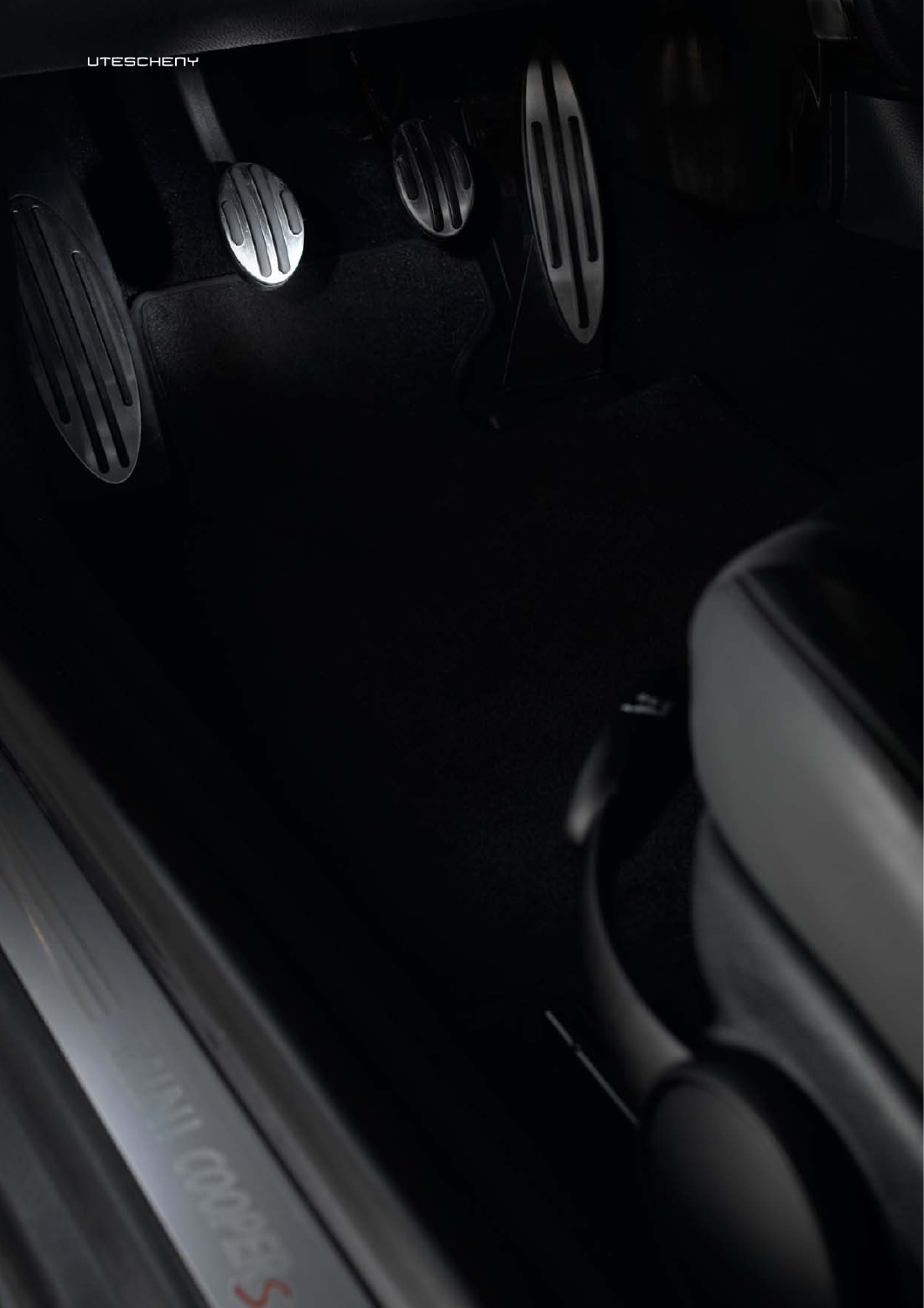UTESCHENY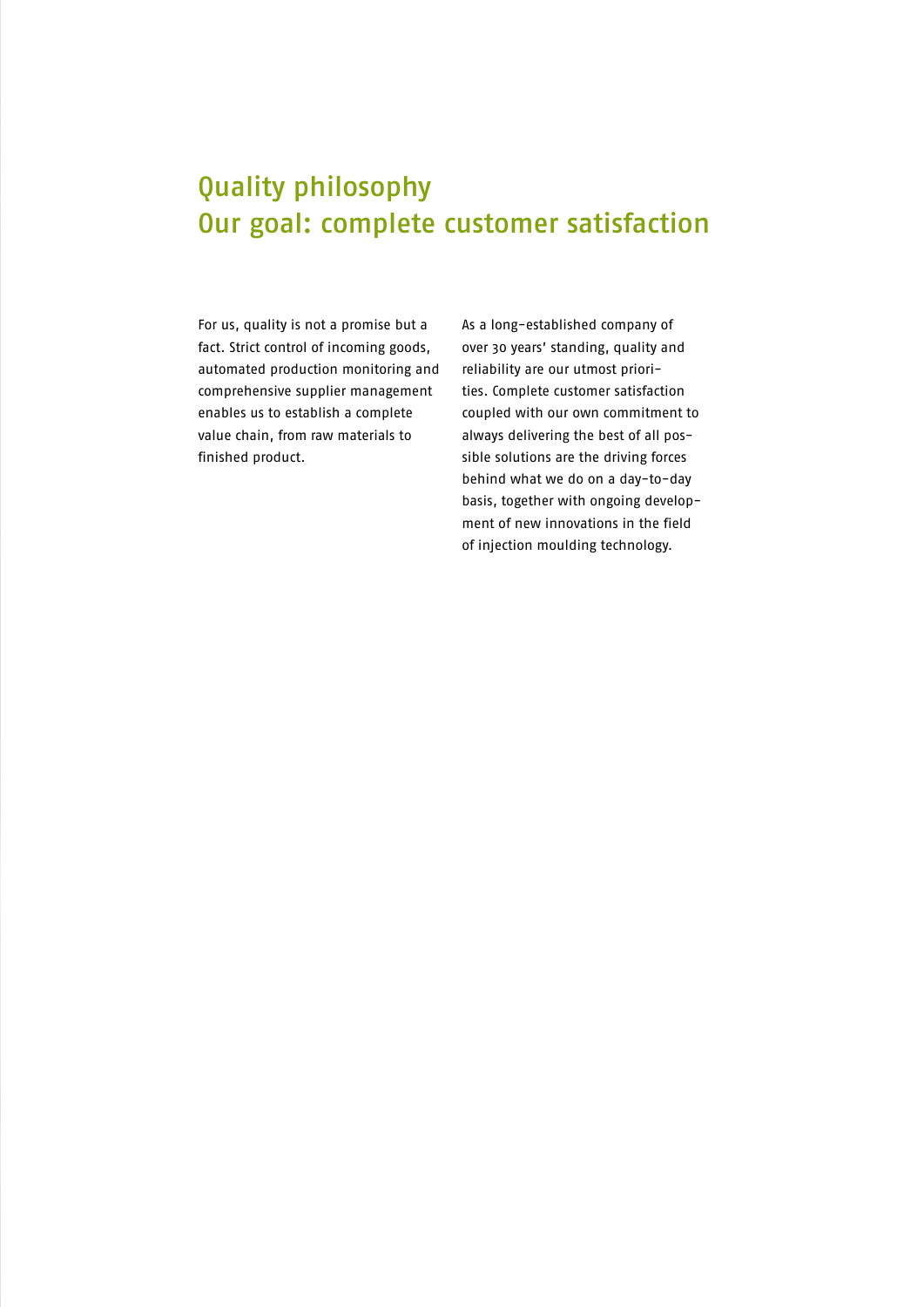# Quality philosophy
# Our goal: complete customer satisfaction

For us, quality is not a promise but a fact. Strict control of incoming goods, automated production monitoring and comprehensive supplier management enables us to establish a complete value chain, from raw materials to finished product.

As a long-established company of over 30 years' standing, quality and reliability are our utmost priorities. Complete customer satisfaction coupled with our own commitment to always delivering the best of all possible solutions are the driving forces behind what we do on a day-to-day basis, together with ongoing development of new innovations in the field of injection moulding technology.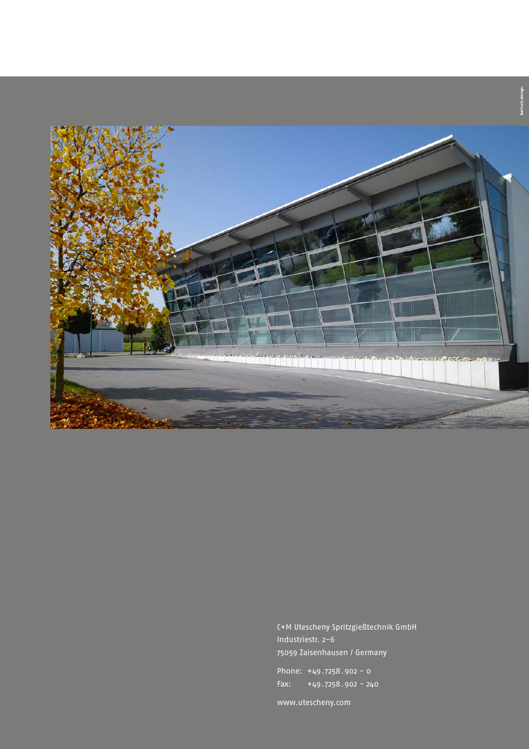C+M Utescheny Spritzgießtechnik GmbH
Industriestr. 2–6
75059 Zaisenhausen / Germany

Phone: +49.7258.902 – 0
Fax: +49.7258.902 – 240

www.utescheny.com